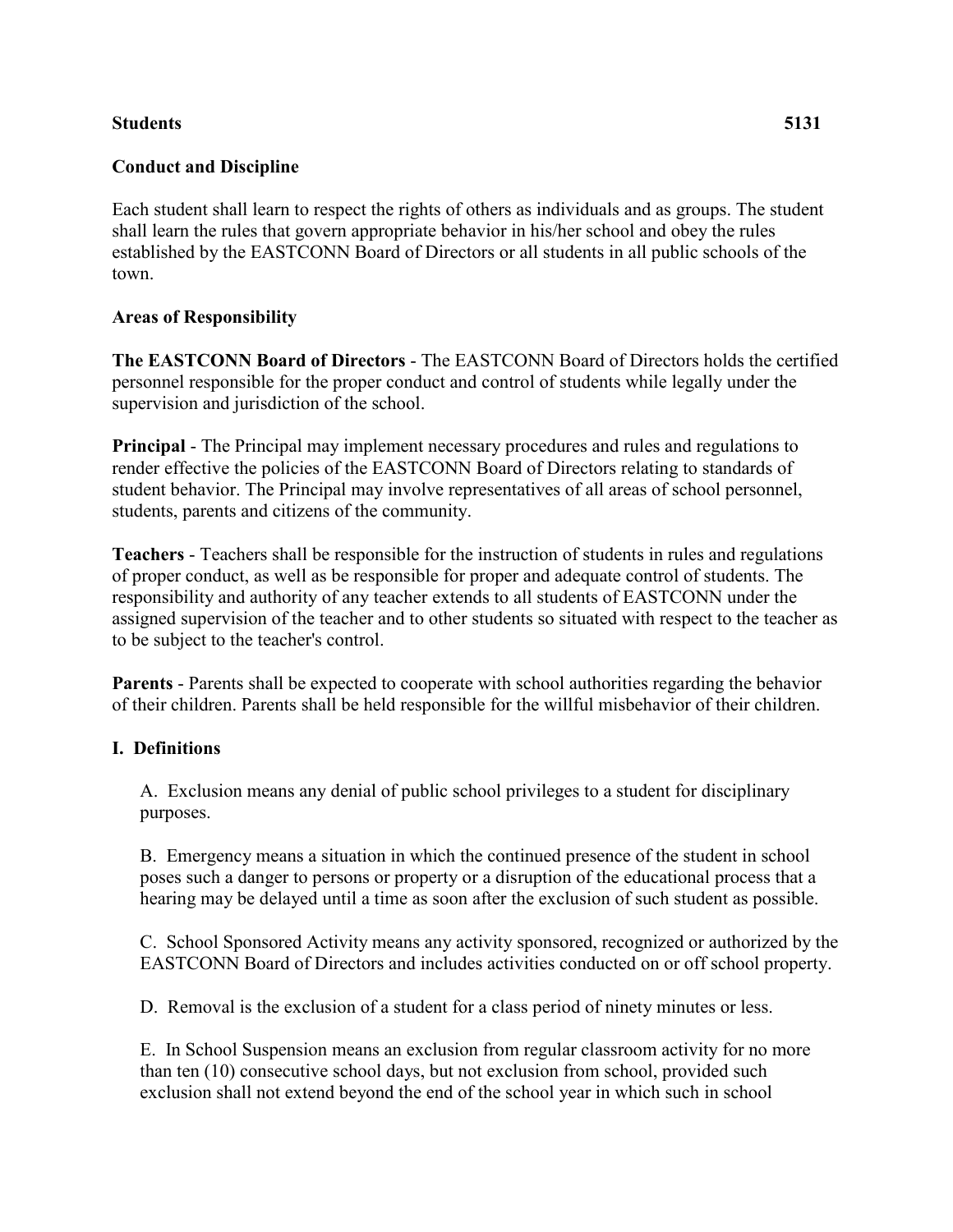**Students** **5131**

## Conduct and Discipline

Each student shall learn to respect the rights of others as individuals and as groups. The student shall learn the rules that govern appropriate behavior in his/her school and obey the rules established by the EASTCONN Board of Directors or all students in all public schools of the town.

### Areas of Responsibility

**The EASTCONN Board of Directors** - The EASTCONN Board of Directors holds the certified personnel responsible for the proper conduct and control of students while legally under the supervision and jurisdiction of the school.

**Principal** - The Principal may implement necessary procedures and rules and regulations to render effective the policies of the EASTCONN Board of Directors relating to standards of student behavior. The Principal may involve representatives of all areas of school personnel, students, parents and citizens of the community.

**Teachers** - Teachers shall be responsible for the instruction of students in rules and regulations of proper conduct, as well as be responsible for proper and adequate control of students. The responsibility and authority of any teacher extends to all students of EASTCONN under the assigned supervision of the teacher and to other students so situated with respect to the teacher as to be subject to the teacher's control.

**Parents** - Parents shall be expected to cooperate with school authorities regarding the behavior of their children. Parents shall be held responsible for the willful misbehavior of their children.

### I. Definitions

A. Exclusion means any denial of public school privileges to a student for disciplinary purposes.

B. Emergency means a situation in which the continued presence of the student in school poses such a danger to persons or property or a disruption of the educational process that a hearing may be delayed until a time as soon after the exclusion of such student as possible.

C. School Sponsored Activity means any activity sponsored, recognized or authorized by the EASTCONN Board of Directors and includes activities conducted on or off school property.

D. Removal is the exclusion of a student for a class period of ninety minutes or less.

E. In School Suspension means an exclusion from regular classroom activity for no more than ten (10) consecutive school days, but not exclusion from school, provided such exclusion shall not extend beyond the end of the school year in which such in school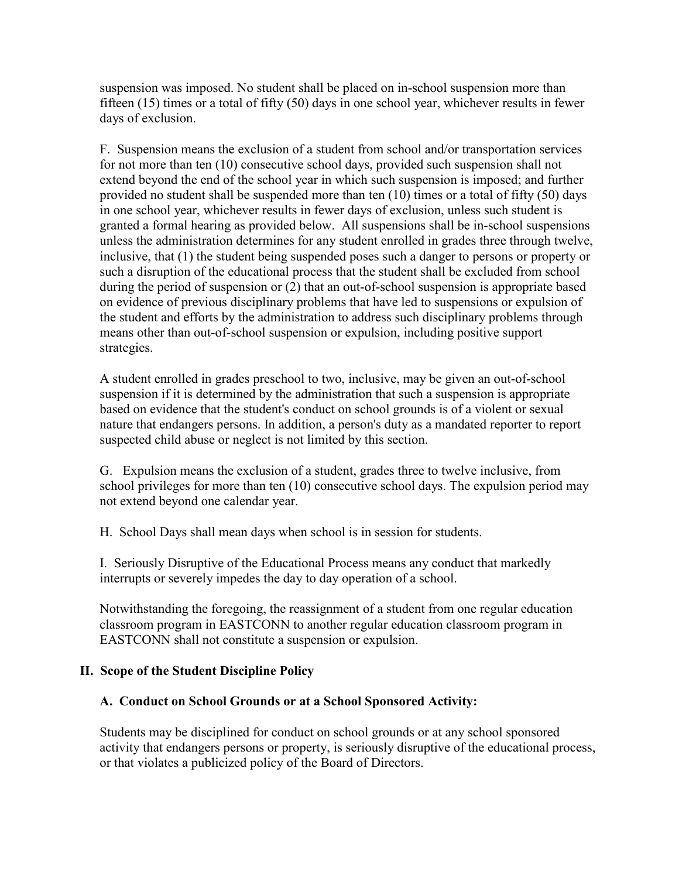suspension was imposed. No student shall be placed on in-school suspension more than fifteen (15) times or a total of fifty (50) days in one school year, whichever results in fewer days of exclusion.

F. Suspension means the exclusion of a student from school and/or transportation services for not more than ten (10) consecutive school days, provided such suspension shall not extend beyond the end of the school year in which such suspension is imposed; and further provided no student shall be suspended more than ten (10) times or a total of fifty (50) days in one school year, whichever results in fewer days of exclusion, unless such student is granted a formal hearing as provided below. All suspensions shall be in-school suspensions unless the administration determines for any student enrolled in grades three through twelve, inclusive, that (1) the student being suspended poses such a danger to persons or property or such a disruption of the educational process that the student shall be excluded from school during the period of suspension or (2) that an out-of-school suspension is appropriate based on evidence of previous disciplinary problems that have led to suspensions or expulsion of the student and efforts by the administration to address such disciplinary problems through means other than out-of-school suspension or expulsion, including positive support strategies.

A student enrolled in grades preschool to two, inclusive, may be given an out-of-school suspension if it is determined by the administration that such a suspension is appropriate based on evidence that the student's conduct on school grounds is of a violent or sexual nature that endangers persons. In addition, a person's duty as a mandated reporter to report suspected child abuse or neglect is not limited by this section.

G. Expulsion means the exclusion of a student, grades three to twelve inclusive, from school privileges for more than ten (10) consecutive school days. The expulsion period may not extend beyond one calendar year.

H. School Days shall mean days when school is in session for students.

I. Seriously Disruptive of the Educational Process means any conduct that markedly interrupts or severely impedes the day to day operation of a school.

Notwithstanding the foregoing, the reassignment of a student from one regular education classroom program in EASTCONN to another regular education classroom program in EASTCONN shall not constitute a suspension or expulsion.

## II. Scope of the Student Discipline Policy

### A. Conduct on School Grounds or at a School Sponsored Activity:

Students may be disciplined for conduct on school grounds or at any school sponsored activity that endangers persons or property, is seriously disruptive of the educational process, or that violates a publicized policy of the Board of Directors.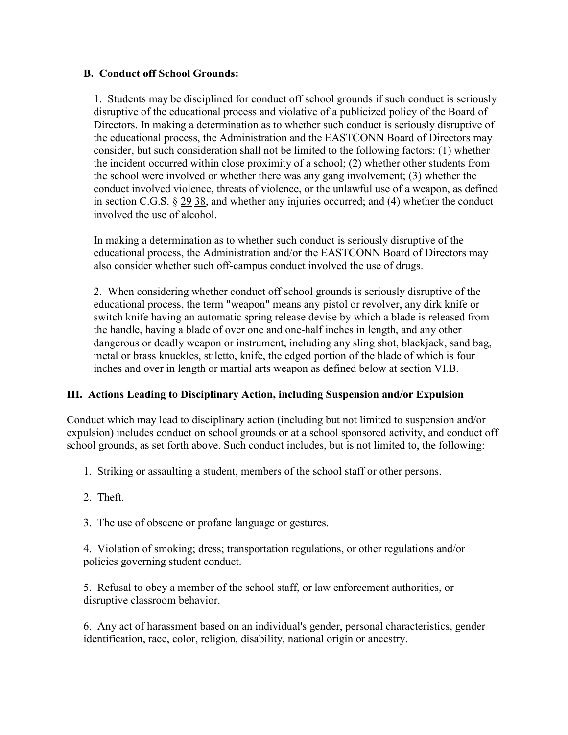### B. Conduct off School Grounds:

1. Students may be disciplined for conduct off school grounds if such conduct is seriously disruptive of the educational process and violative of a publicized policy of the Board of Directors. In making a determination as to whether such conduct is seriously disruptive of the educational process, the Administration and the EASTCONN Board of Directors may consider, but such consideration shall not be limited to the following factors: (1) whether the incident occurred within close proximity of a school; (2) whether other students from the school were involved or whether there was any gang involvement; (3) whether the conduct involved violence, threats of violence, or the unlawful use of a weapon, as defined in section C.G.S. § 29 38, and whether any injuries occurred; and (4) whether the conduct involved the use of alcohol.

In making a determination as to whether such conduct is seriously disruptive of the educational process, the Administration and/or the EASTCONN Board of Directors may also consider whether such off-campus conduct involved the use of drugs.

2. When considering whether conduct off school grounds is seriously disruptive of the educational process, the term "weapon" means any pistol or revolver, any dirk knife or switch knife having an automatic spring release devise by which a blade is released from the handle, having a blade of over one and one-half inches in length, and any other dangerous or deadly weapon or instrument, including any sling shot, blackjack, sand bag, metal or brass knuckles, stiletto, knife, the edged portion of the blade of which is four inches and over in length or martial arts weapon as defined below at section VI.B.

## III. Actions Leading to Disciplinary Action, including Suspension and/or Expulsion

Conduct which may lead to disciplinary action (including but not limited to suspension and/or expulsion) includes conduct on school grounds or at a school sponsored activity, and conduct off school grounds, as set forth above. Such conduct includes, but is not limited to, the following:

1. Striking or assaulting a student, members of the school staff or other persons.

2. Theft.

3. The use of obscene or profane language or gestures.

4. Violation of smoking; dress; transportation regulations, or other regulations and/or policies governing student conduct.

5. Refusal to obey a member of the school staff, or law enforcement authorities, or disruptive classroom behavior.

6. Any act of harassment based on an individual's gender, personal characteristics, gender identification, race, color, religion, disability, national origin or ancestry.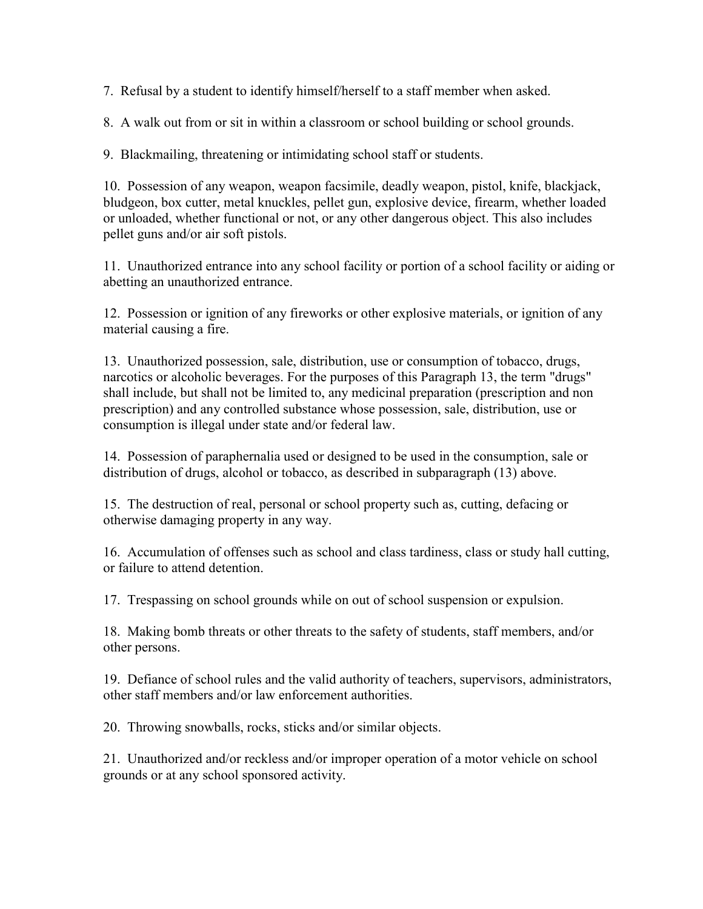7. Refusal by a student to identify himself/herself to a staff member when asked.

8. A walk out from or sit in within a classroom or school building or school grounds.

9. Blackmailing, threatening or intimidating school staff or students.

10. Possession of any weapon, weapon facsimile, deadly weapon, pistol, knife, blackjack, bludgeon, box cutter, metal knuckles, pellet gun, explosive device, firearm, whether loaded or unloaded, whether functional or not, or any other dangerous object. This also includes pellet guns and/or air soft pistols.

11. Unauthorized entrance into any school facility or portion of a school facility or aiding or abetting an unauthorized entrance.

12. Possession or ignition of any fireworks or other explosive materials, or ignition of any material causing a fire.

13. Unauthorized possession, sale, distribution, use or consumption of tobacco, drugs, narcotics or alcoholic beverages. For the purposes of this Paragraph 13, the term "drugs" shall include, but shall not be limited to, any medicinal preparation (prescription and non prescription) and any controlled substance whose possession, sale, distribution, use or consumption is illegal under state and/or federal law.

14. Possession of paraphernalia used or designed to be used in the consumption, sale or distribution of drugs, alcohol or tobacco, as described in subparagraph (13) above.

15. The destruction of real, personal or school property such as, cutting, defacing or otherwise damaging property in any way.

16. Accumulation of offenses such as school and class tardiness, class or study hall cutting, or failure to attend detention.

17. Trespassing on school grounds while on out of school suspension or expulsion.

18. Making bomb threats or other threats to the safety of students, staff members, and/or other persons.

19. Defiance of school rules and the valid authority of teachers, supervisors, administrators, other staff members and/or law enforcement authorities.

20. Throwing snowballs, rocks, sticks and/or similar objects.

21. Unauthorized and/or reckless and/or improper operation of a motor vehicle on school grounds or at any school sponsored activity.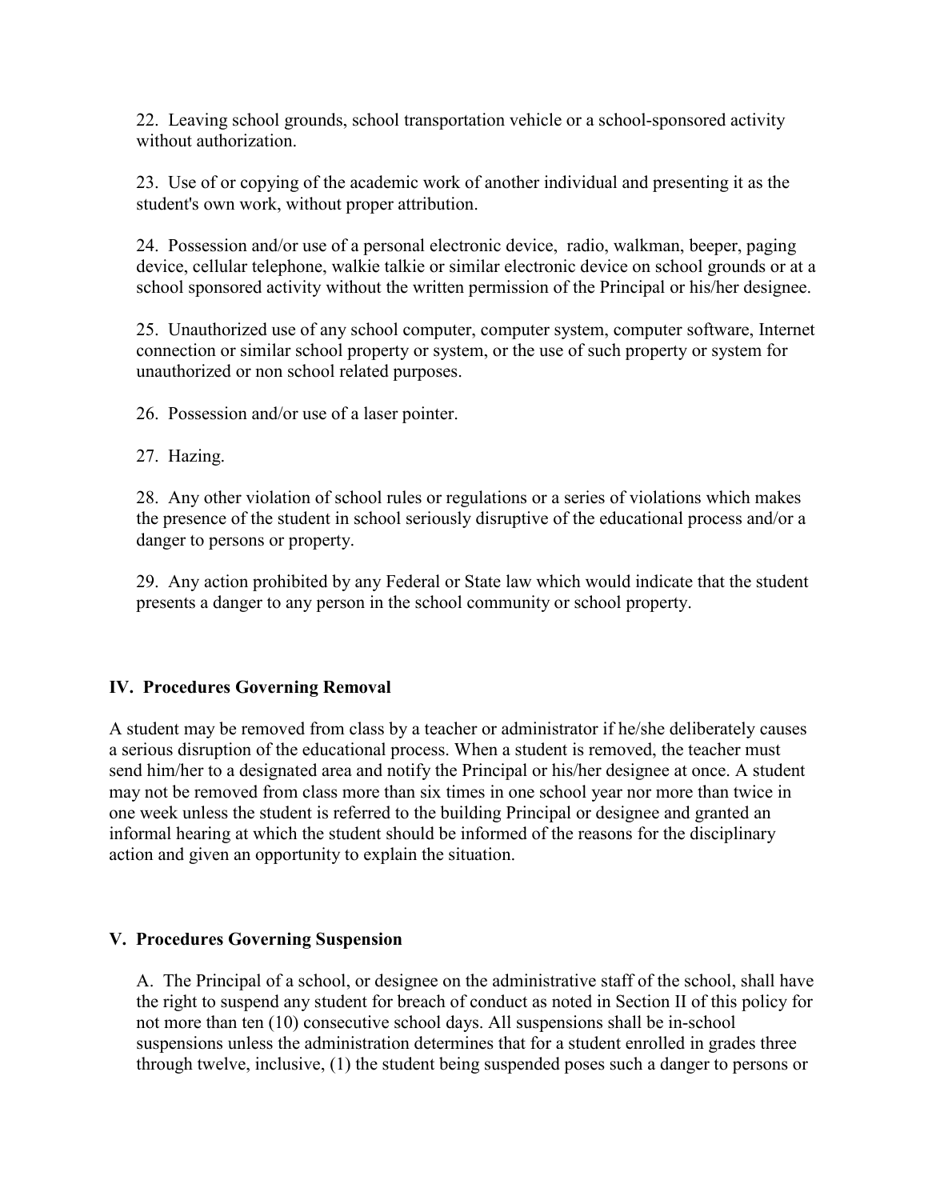22. Leaving school grounds, school transportation vehicle or a school-sponsored activity without authorization.

23. Use of or copying of the academic work of another individual and presenting it as the student's own work, without proper attribution.

24. Possession and/or use of a personal electronic device, radio, walkman, beeper, paging device, cellular telephone, walkie talkie or similar electronic device on school grounds or at a school sponsored activity without the written permission of the Principal or his/her designee.

25. Unauthorized use of any school computer, computer system, computer software, Internet connection or similar school property or system, or the use of such property or system for unauthorized or non school related purposes.

26. Possession and/or use of a laser pointer.

27. Hazing.

28. Any other violation of school rules or regulations or a series of violations which makes the presence of the student in school seriously disruptive of the educational process and/or a danger to persons or property.

29. Any action prohibited by any Federal or State law which would indicate that the student presents a danger to any person in the school community or school property.

## IV. Procedures Governing Removal

A student may be removed from class by a teacher or administrator if he/she deliberately causes a serious disruption of the educational process. When a student is removed, the teacher must send him/her to a designated area and notify the Principal or his/her designee at once. A student may not be removed from class more than six times in one school year nor more than twice in one week unless the student is referred to the building Principal or designee and granted an informal hearing at which the student should be informed of the reasons for the disciplinary action and given an opportunity to explain the situation.

## V. Procedures Governing Suspension

A. The Principal of a school, or designee on the administrative staff of the school, shall have the right to suspend any student for breach of conduct as noted in Section II of this policy for not more than ten (10) consecutive school days. All suspensions shall be in-school suspensions unless the administration determines that for a student enrolled in grades three through twelve, inclusive, (1) the student being suspended poses such a danger to persons or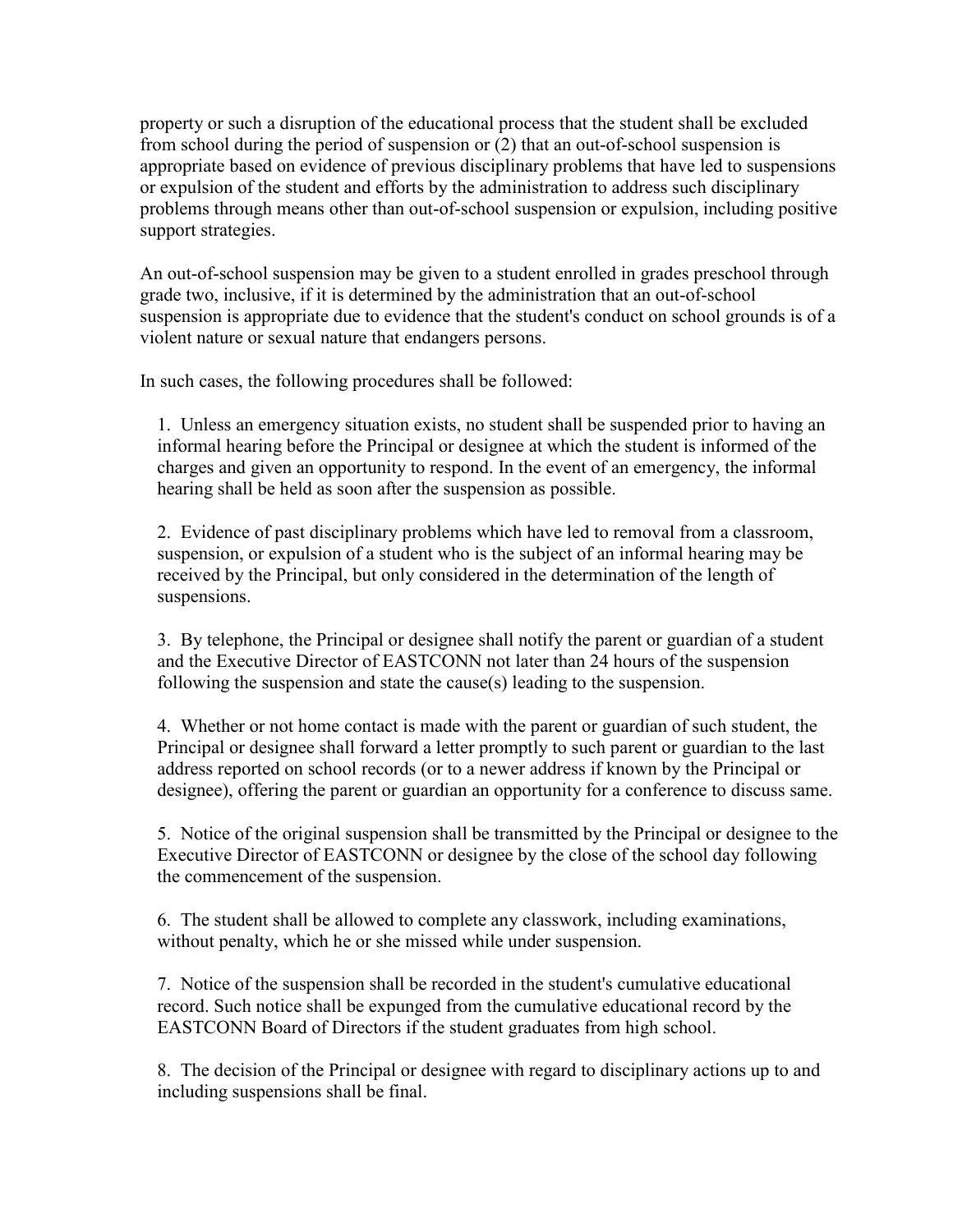property or such a disruption of the educational process that the student shall be excluded from school during the period of suspension or (2) that an out-of-school suspension is appropriate based on evidence of previous disciplinary problems that have led to suspensions or expulsion of the student and efforts by the administration to address such disciplinary problems through means other than out-of-school suspension or expulsion, including positive support strategies.

An out-of-school suspension may be given to a student enrolled in grades preschool through grade two, inclusive, if it is determined by the administration that an out-of-school suspension is appropriate due to evidence that the student's conduct on school grounds is of a violent nature or sexual nature that endangers persons.

In such cases, the following procedures shall be followed:

1. Unless an emergency situation exists, no student shall be suspended prior to having an informal hearing before the Principal or designee at which the student is informed of the charges and given an opportunity to respond. In the event of an emergency, the informal hearing shall be held as soon after the suspension as possible.

2. Evidence of past disciplinary problems which have led to removal from a classroom, suspension, or expulsion of a student who is the subject of an informal hearing may be received by the Principal, but only considered in the determination of the length of suspensions.

3. By telephone, the Principal or designee shall notify the parent or guardian of a student and the Executive Director of EASTCONN not later than 24 hours of the suspension following the suspension and state the cause(s) leading to the suspension.

4. Whether or not home contact is made with the parent or guardian of such student, the Principal or designee shall forward a letter promptly to such parent or guardian to the last address reported on school records (or to a newer address if known by the Principal or designee), offering the parent or guardian an opportunity for a conference to discuss same.

5. Notice of the original suspension shall be transmitted by the Principal or designee to the Executive Director of EASTCONN or designee by the close of the school day following the commencement of the suspension.

6. The student shall be allowed to complete any classwork, including examinations, without penalty, which he or she missed while under suspension.

7. Notice of the suspension shall be recorded in the student's cumulative educational record. Such notice shall be expunged from the cumulative educational record by the EASTCONN Board of Directors if the student graduates from high school.

8. The decision of the Principal or designee with regard to disciplinary actions up to and including suspensions shall be final.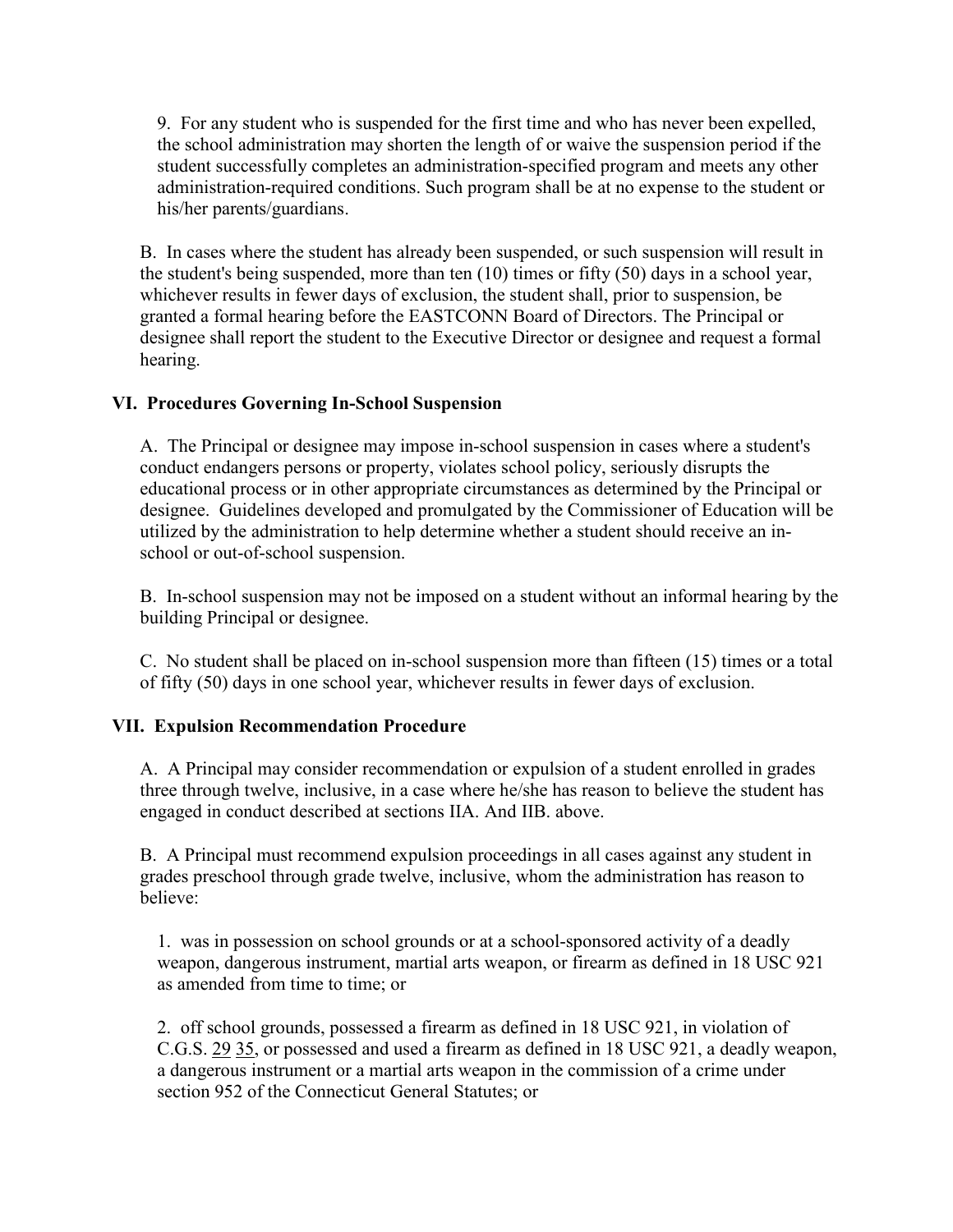9. For any student who is suspended for the first time and who has never been expelled, the school administration may shorten the length of or waive the suspension period if the student successfully completes an administration-specified program and meets any other administration-required conditions. Such program shall be at no expense to the student or his/her parents/guardians.

B. In cases where the student has already been suspended, or such suspension will result in the student's being suspended, more than ten (10) times or fifty (50) days in a school year, whichever results in fewer days of exclusion, the student shall, prior to suspension, be granted a formal hearing before the EASTCONN Board of Directors. The Principal or designee shall report the student to the Executive Director or designee and request a formal hearing.

## VI. Procedures Governing In-School Suspension

A. The Principal or designee may impose in-school suspension in cases where a student's conduct endangers persons or property, violates school policy, seriously disrupts the educational process or in other appropriate circumstances as determined by the Principal or designee. Guidelines developed and promulgated by the Commissioner of Education will be utilized by the administration to help determine whether a student should receive an in-school or out-of-school suspension.

B. In-school suspension may not be imposed on a student without an informal hearing by the building Principal or designee.

C. No student shall be placed on in-school suspension more than fifteen (15) times or a total of fifty (50) days in one school year, whichever results in fewer days of exclusion.

## VII. Expulsion Recommendation Procedure

A. A Principal may consider recommendation or expulsion of a student enrolled in grades three through twelve, inclusive, in a case where he/she has reason to believe the student has engaged in conduct described at sections IIA. And IIB. above.

B. A Principal must recommend expulsion proceedings in all cases against any student in grades preschool through grade twelve, inclusive, whom the administration has reason to believe:

1. was in possession on school grounds or at a school-sponsored activity of a deadly weapon, dangerous instrument, martial arts weapon, or firearm as defined in 18 USC 921 as amended from time to time; or

2. off school grounds, possessed a firearm as defined in 18 USC 921, in violation of C.G.S. 29 35, or possessed and used a firearm as defined in 18 USC 921, a deadly weapon, a dangerous instrument or a martial arts weapon in the commission of a crime under section 952 of the Connecticut General Statutes; or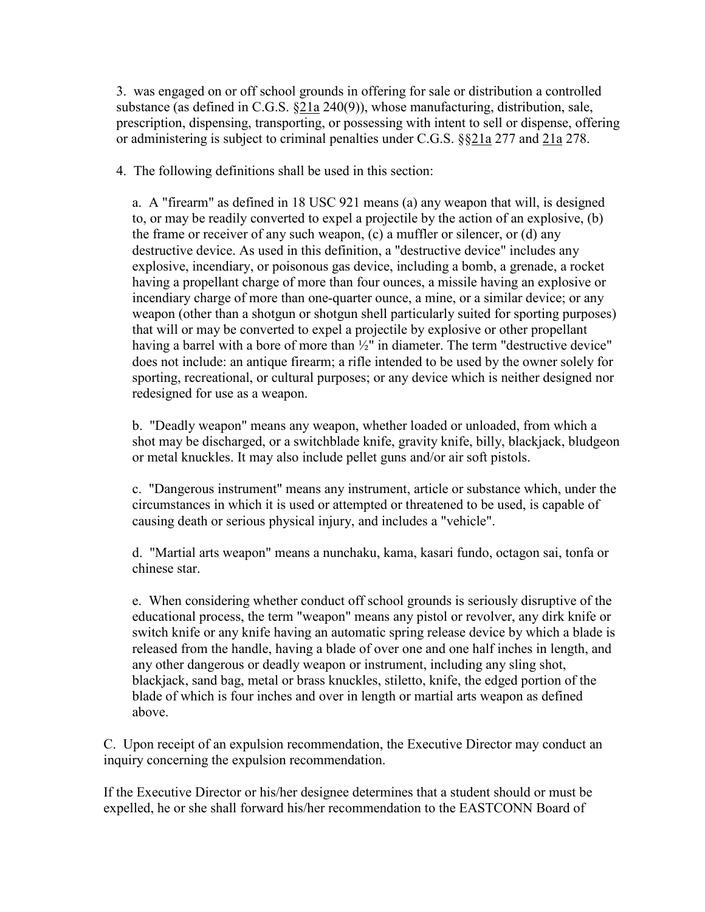3. was engaged on or off school grounds in offering for sale or distribution a controlled substance (as defined in C.G.S. §21a 240(9)), whose manufacturing, distribution, sale, prescription, dispensing, transporting, or possessing with intent to sell or dispense, offering or administering is subject to criminal penalties under C.G.S. §§21a 277 and 21a 278.

4. The following definitions shall be used in this section:

a. A "firearm" as defined in 18 USC 921 means (a) any weapon that will, is designed to, or may be readily converted to expel a projectile by the action of an explosive, (b) the frame or receiver of any such weapon, (c) a muffler or silencer, or (d) any destructive device. As used in this definition, a "destructive device" includes any explosive, incendiary, or poisonous gas device, including a bomb, a grenade, a rocket having a propellant charge of more than four ounces, a missile having an explosive or incendiary charge of more than one-quarter ounce, a mine, or a similar device; or any weapon (other than a shotgun or shotgun shell particularly suited for sporting purposes) that will or may be converted to expel a projectile by explosive or other propellant having a barrel with a bore of more than ½" in diameter. The term "destructive device" does not include: an antique firearm; a rifle intended to be used by the owner solely for sporting, recreational, or cultural purposes; or any device which is neither designed nor redesigned for use as a weapon.

b. "Deadly weapon" means any weapon, whether loaded or unloaded, from which a shot may be discharged, or a switchblade knife, gravity knife, billy, blackjack, bludgeon or metal knuckles. It may also include pellet guns and/or air soft pistols.

c. "Dangerous instrument" means any instrument, article or substance which, under the circumstances in which it is used or attempted or threatened to be used, is capable of causing death or serious physical injury, and includes a "vehicle".

d. "Martial arts weapon" means a nunchaku, kama, kasari fundo, octagon sai, tonfa or chinese star.

e. When considering whether conduct off school grounds is seriously disruptive of the educational process, the term "weapon" means any pistol or revolver, any dirk knife or switch knife or any knife having an automatic spring release device by which a blade is released from the handle, having a blade of over one and one half inches in length, and any other dangerous or deadly weapon or instrument, including any sling shot, blackjack, sand bag, metal or brass knuckles, stiletto, knife, the edged portion of the blade of which is four inches and over in length or martial arts weapon as defined above.

C. Upon receipt of an expulsion recommendation, the Executive Director may conduct an inquiry concerning the expulsion recommendation.

If the Executive Director or his/her designee determines that a student should or must be expelled, he or she shall forward his/her recommendation to the EASTCONN Board of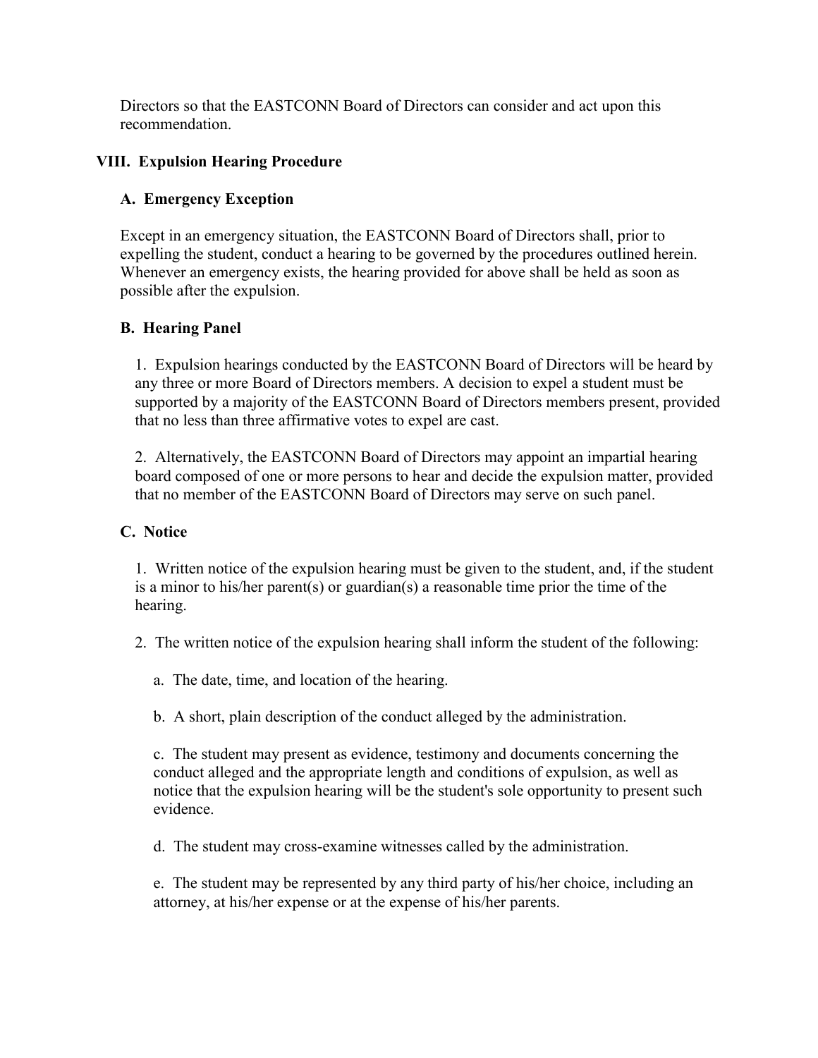Directors so that the EASTCONN Board of Directors can consider and act upon this recommendation.

## VIII. Expulsion Hearing Procedure

### A. Emergency Exception

Except in an emergency situation, the EASTCONN Board of Directors shall, prior to expelling the student, conduct a hearing to be governed by the procedures outlined herein. Whenever an emergency exists, the hearing provided for above shall be held as soon as possible after the expulsion.

### B. Hearing Panel

1. Expulsion hearings conducted by the EASTCONN Board of Directors will be heard by any three or more Board of Directors members. A decision to expel a student must be supported by a majority of the EASTCONN Board of Directors members present, provided that no less than three affirmative votes to expel are cast.

2. Alternatively, the EASTCONN Board of Directors may appoint an impartial hearing board composed of one or more persons to hear and decide the expulsion matter, provided that no member of the EASTCONN Board of Directors may serve on such panel.

### C. Notice

1. Written notice of the expulsion hearing must be given to the student, and, if the student is a minor to his/her parent(s) or guardian(s) a reasonable time prior the time of the hearing.

2. The written notice of the expulsion hearing shall inform the student of the following:

   a. The date, time, and location of the hearing.

   b. A short, plain description of the conduct alleged by the administration.

   c. The student may present as evidence, testimony and documents concerning the conduct alleged and the appropriate length and conditions of expulsion, as well as notice that the expulsion hearing will be the student's sole opportunity to present such evidence.

   d. The student may cross-examine witnesses called by the administration.

   e. The student may be represented by any third party of his/her choice, including an attorney, at his/her expense or at the expense of his/her parents.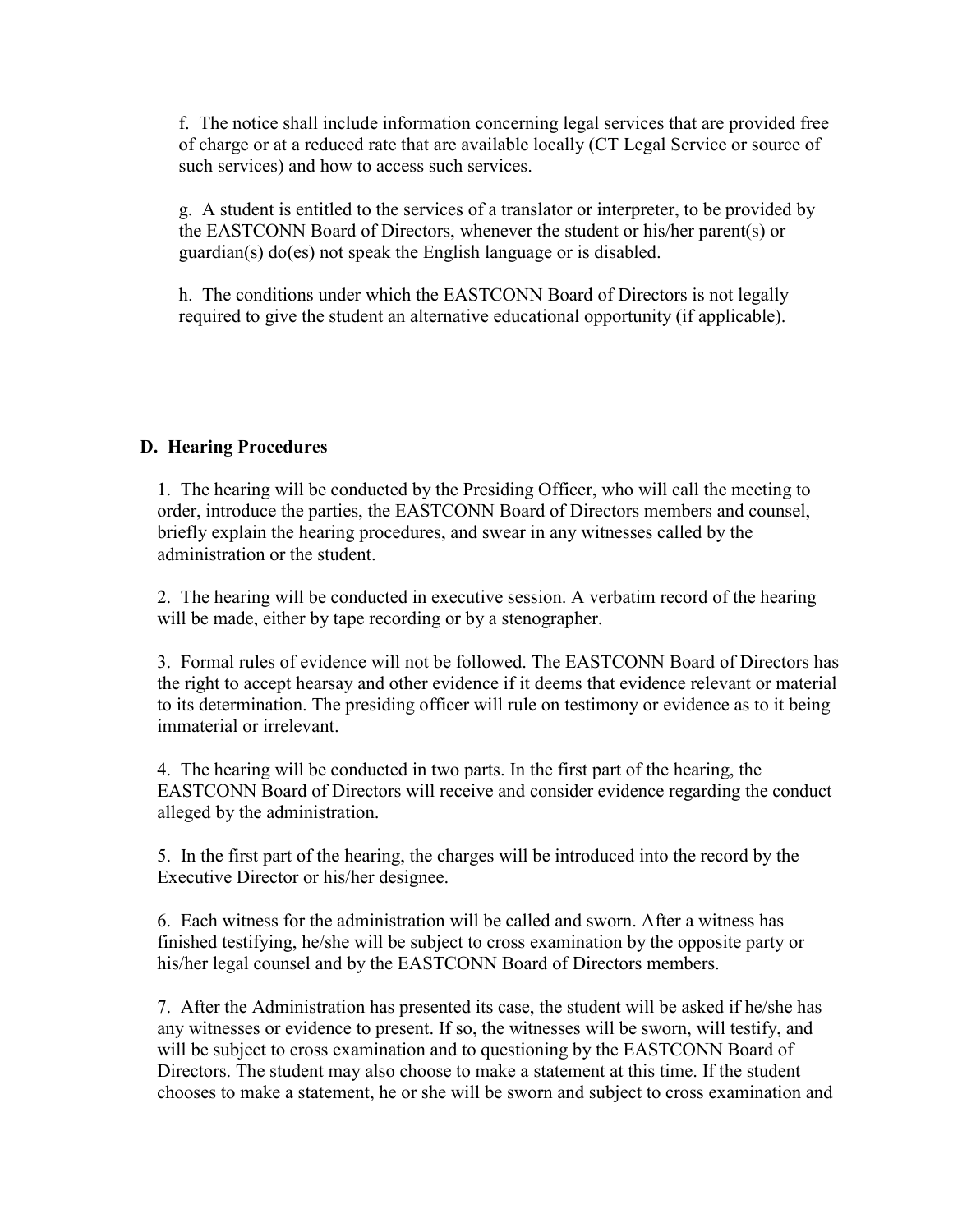f. The notice shall include information concerning legal services that are provided free of charge or at a reduced rate that are available locally (CT Legal Service or source of such services) and how to access such services.

g. A student is entitled to the services of a translator or interpreter, to be provided by the EASTCONN Board of Directors, whenever the student or his/her parent(s) or guardian(s) do(es) not speak the English language or is disabled.

h. The conditions under which the EASTCONN Board of Directors is not legally required to give the student an alternative educational opportunity (if applicable).

**D. Hearing Procedures**

1. The hearing will be conducted by the Presiding Officer, who will call the meeting to order, introduce the parties, the EASTCONN Board of Directors members and counsel, briefly explain the hearing procedures, and swear in any witnesses called by the administration or the student.

2. The hearing will be conducted in executive session. A verbatim record of the hearing will be made, either by tape recording or by a stenographer.

3. Formal rules of evidence will not be followed. The EASTCONN Board of Directors has the right to accept hearsay and other evidence if it deems that evidence relevant or material to its determination. The presiding officer will rule on testimony or evidence as to it being immaterial or irrelevant.

4. The hearing will be conducted in two parts. In the first part of the hearing, the EASTCONN Board of Directors will receive and consider evidence regarding the conduct alleged by the administration.

5. In the first part of the hearing, the charges will be introduced into the record by the Executive Director or his/her designee.

6. Each witness for the administration will be called and sworn. After a witness has finished testifying, he/she will be subject to cross examination by the opposite party or his/her legal counsel and by the EASTCONN Board of Directors members.

7. After the Administration has presented its case, the student will be asked if he/she has any witnesses or evidence to present. If so, the witnesses will be sworn, will testify, and will be subject to cross examination and to questioning by the EASTCONN Board of Directors. The student may also choose to make a statement at this time. If the student chooses to make a statement, he or she will be sworn and subject to cross examination and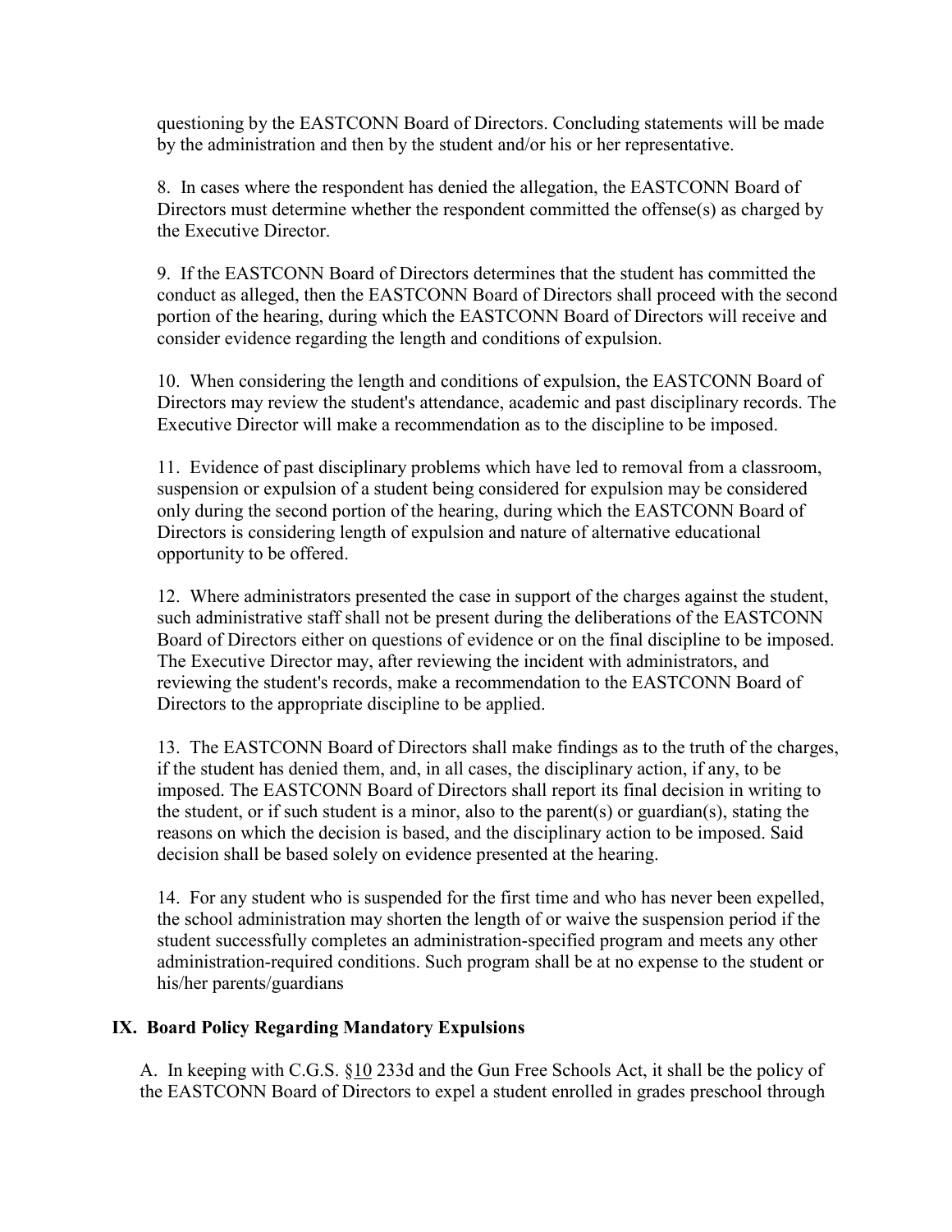questioning by the EASTCONN Board of Directors. Concluding statements will be made by the administration and then by the student and/or his or her representative.

8. In cases where the respondent has denied the allegation, the EASTCONN Board of Directors must determine whether the respondent committed the offense(s) as charged by the Executive Director.

9. If the EASTCONN Board of Directors determines that the student has committed the conduct as alleged, then the EASTCONN Board of Directors shall proceed with the second portion of the hearing, during which the EASTCONN Board of Directors will receive and consider evidence regarding the length and conditions of expulsion.

10. When considering the length and conditions of expulsion, the EASTCONN Board of Directors may review the student's attendance, academic and past disciplinary records. The Executive Director will make a recommendation as to the discipline to be imposed.

11. Evidence of past disciplinary problems which have led to removal from a classroom, suspension or expulsion of a student being considered for expulsion may be considered only during the second portion of the hearing, during which the EASTCONN Board of Directors is considering length of expulsion and nature of alternative educational opportunity to be offered.

12. Where administrators presented the case in support of the charges against the student, such administrative staff shall not be present during the deliberations of the EASTCONN Board of Directors either on questions of evidence or on the final discipline to be imposed. The Executive Director may, after reviewing the incident with administrators, and reviewing the student's records, make a recommendation to the EASTCONN Board of Directors to the appropriate discipline to be applied.

13. The EASTCONN Board of Directors shall make findings as to the truth of the charges, if the student has denied them, and, in all cases, the disciplinary action, if any, to be imposed. The EASTCONN Board of Directors shall report its final decision in writing to the student, or if such student is a minor, also to the parent(s) or guardian(s), stating the reasons on which the decision is based, and the disciplinary action to be imposed. Said decision shall be based solely on evidence presented at the hearing.

14. For any student who is suspended for the first time and who has never been expelled, the school administration may shorten the length of or waive the suspension period if the student successfully completes an administration-specified program and meets any other administration-required conditions. Such program shall be at no expense to the student or his/her parents/guardians

## IX. Board Policy Regarding Mandatory Expulsions

A. In keeping with C.G.S. §10 233d and the Gun Free Schools Act, it shall be the policy of the EASTCONN Board of Directors to expel a student enrolled in grades preschool through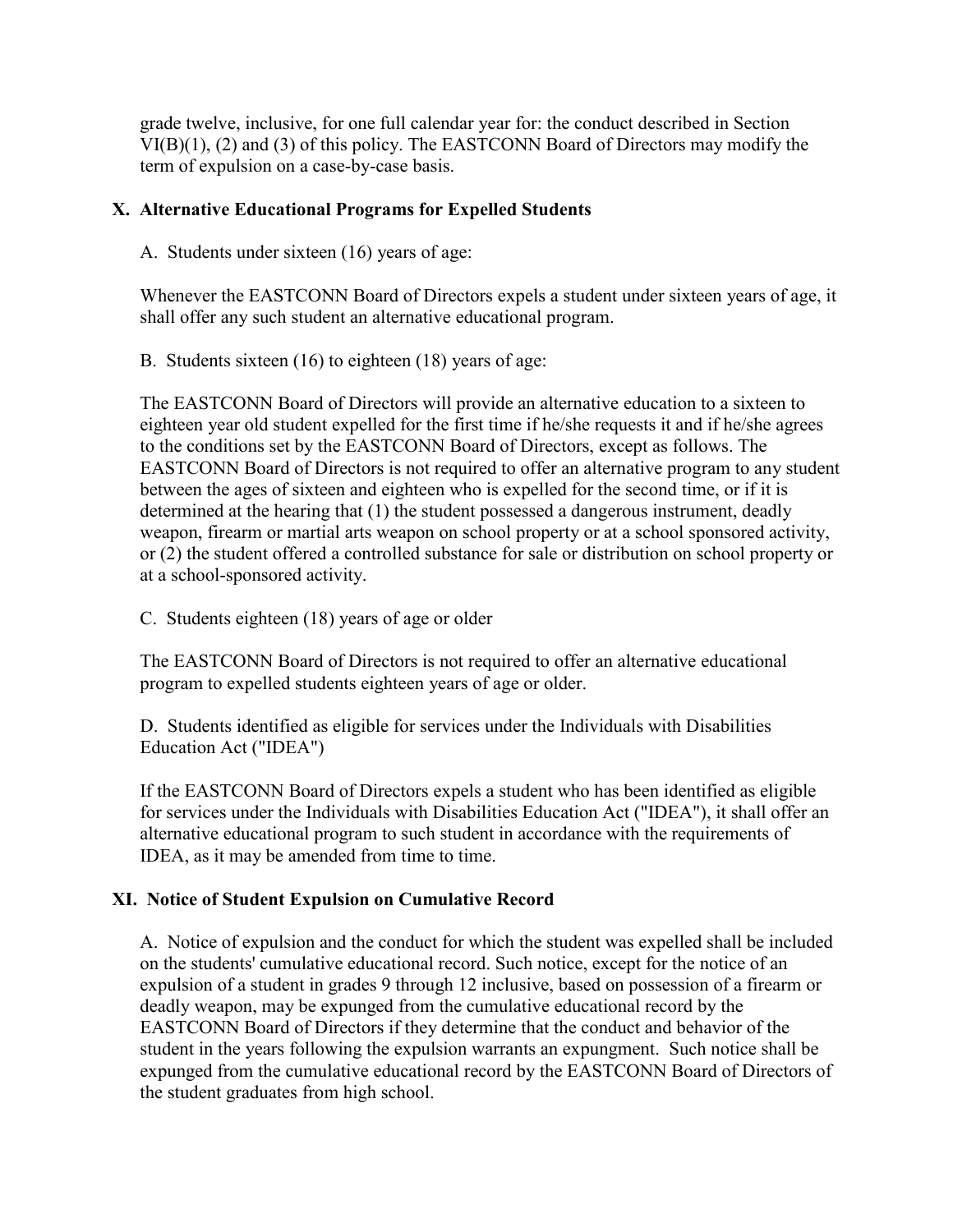grade twelve, inclusive, for one full calendar year for: the conduct described in Section VI(B)(1), (2) and (3) of this policy. The EASTCONN Board of Directors may modify the term of expulsion on a case-by-case basis.

## X. Alternative Educational Programs for Expelled Students

A. Students under sixteen (16) years of age:

Whenever the EASTCONN Board of Directors expels a student under sixteen years of age, it shall offer any such student an alternative educational program.

B. Students sixteen (16) to eighteen (18) years of age:

The EASTCONN Board of Directors will provide an alternative education to a sixteen to eighteen year old student expelled for the first time if he/she requests it and if he/she agrees to the conditions set by the EASTCONN Board of Directors, except as follows. The EASTCONN Board of Directors is not required to offer an alternative program to any student between the ages of sixteen and eighteen who is expelled for the second time, or if it is determined at the hearing that (1) the student possessed a dangerous instrument, deadly weapon, firearm or martial arts weapon on school property or at a school sponsored activity, or (2) the student offered a controlled substance for sale or distribution on school property or at a school-sponsored activity.

C. Students eighteen (18) years of age or older

The EASTCONN Board of Directors is not required to offer an alternative educational program to expelled students eighteen years of age or older.

D. Students identified as eligible for services under the Individuals with Disabilities Education Act ("IDEA")

If the EASTCONN Board of Directors expels a student who has been identified as eligible for services under the Individuals with Disabilities Education Act ("IDEA"), it shall offer an alternative educational program to such student in accordance with the requirements of IDEA, as it may be amended from time to time.

## XI. Notice of Student Expulsion on Cumulative Record

A. Notice of expulsion and the conduct for which the student was expelled shall be included on the students' cumulative educational record. Such notice, except for the notice of an expulsion of a student in grades 9 through 12 inclusive, based on possession of a firearm or deadly weapon, may be expunged from the cumulative educational record by the EASTCONN Board of Directors if they determine that the conduct and behavior of the student in the years following the expulsion warrants an expungment. Such notice shall be expunged from the cumulative educational record by the EASTCONN Board of Directors of the student graduates from high school.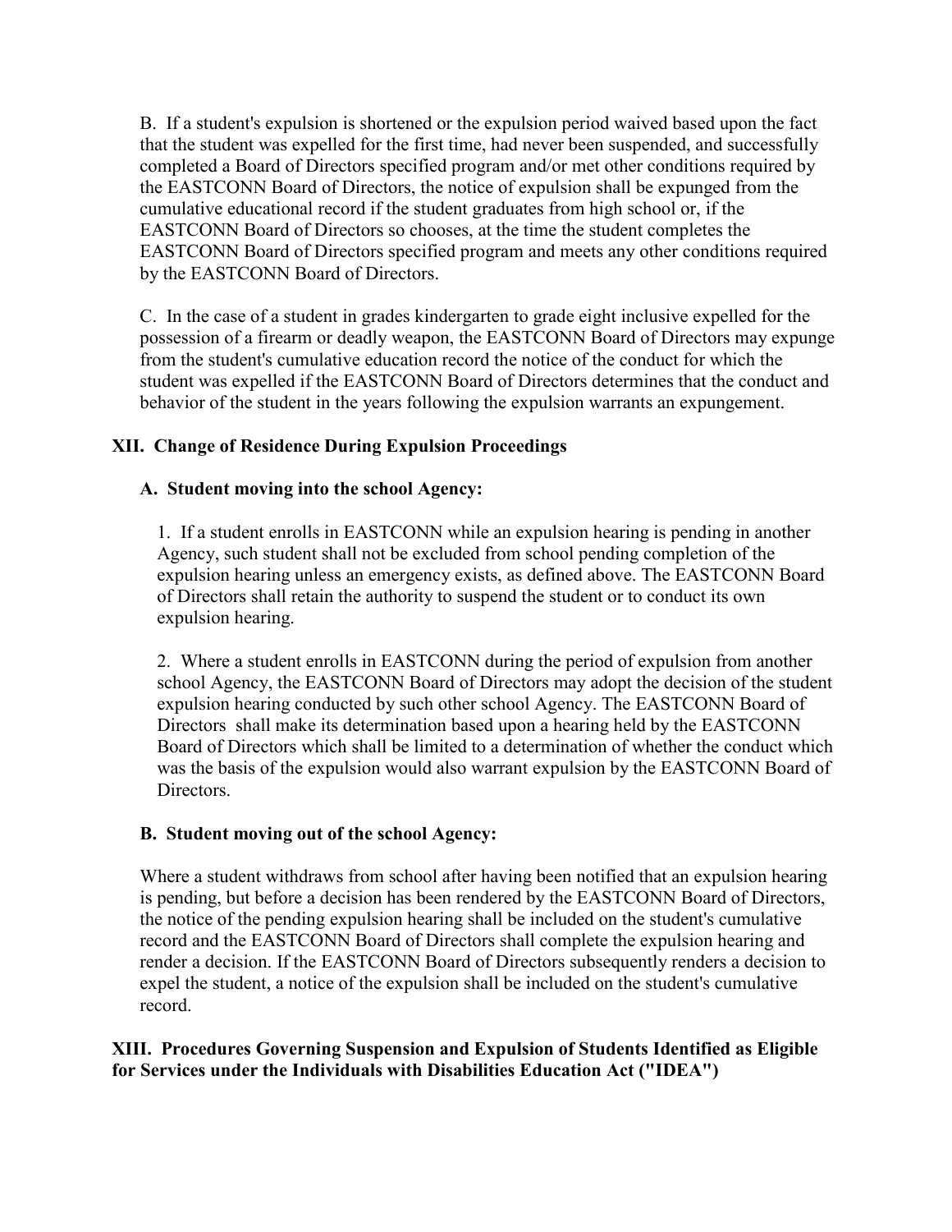B. If a student's expulsion is shortened or the expulsion period waived based upon the fact that the student was expelled for the first time, had never been suspended, and successfully completed a Board of Directors specified program and/or met other conditions required by the EASTCONN Board of Directors, the notice of expulsion shall be expunged from the cumulative educational record if the student graduates from high school or, if the EASTCONN Board of Directors so chooses, at the time the student completes the EASTCONN Board of Directors specified program and meets any other conditions required by the EASTCONN Board of Directors.

C. In the case of a student in grades kindergarten to grade eight inclusive expelled for the possession of a firearm or deadly weapon, the EASTCONN Board of Directors may expunge from the student's cumulative education record the notice of the conduct for which the student was expelled if the EASTCONN Board of Directors determines that the conduct and behavior of the student in the years following the expulsion warrants an expungement.

## XII. Change of Residence During Expulsion Proceedings

### A. Student moving into the school Agency:

1. If a student enrolls in EASTCONN while an expulsion hearing is pending in another Agency, such student shall not be excluded from school pending completion of the expulsion hearing unless an emergency exists, as defined above. The EASTCONN Board of Directors shall retain the authority to suspend the student or to conduct its own expulsion hearing.

2. Where a student enrolls in EASTCONN during the period of expulsion from another school Agency, the EASTCONN Board of Directors may adopt the decision of the student expulsion hearing conducted by such other school Agency. The EASTCONN Board of Directors shall make its determination based upon a hearing held by the EASTCONN Board of Directors which shall be limited to a determination of whether the conduct which was the basis of the expulsion would also warrant expulsion by the EASTCONN Board of Directors.

### B. Student moving out of the school Agency:

Where a student withdraws from school after having been notified that an expulsion hearing is pending, but before a decision has been rendered by the EASTCONN Board of Directors, the notice of the pending expulsion hearing shall be included on the student's cumulative record and the EASTCONN Board of Directors shall complete the expulsion hearing and render a decision. If the EASTCONN Board of Directors subsequently renders a decision to expel the student, a notice of the expulsion shall be included on the student's cumulative record.

## XIII. Procedures Governing Suspension and Expulsion of Students Identified as Eligible for Services under the Individuals with Disabilities Education Act ("IDEA")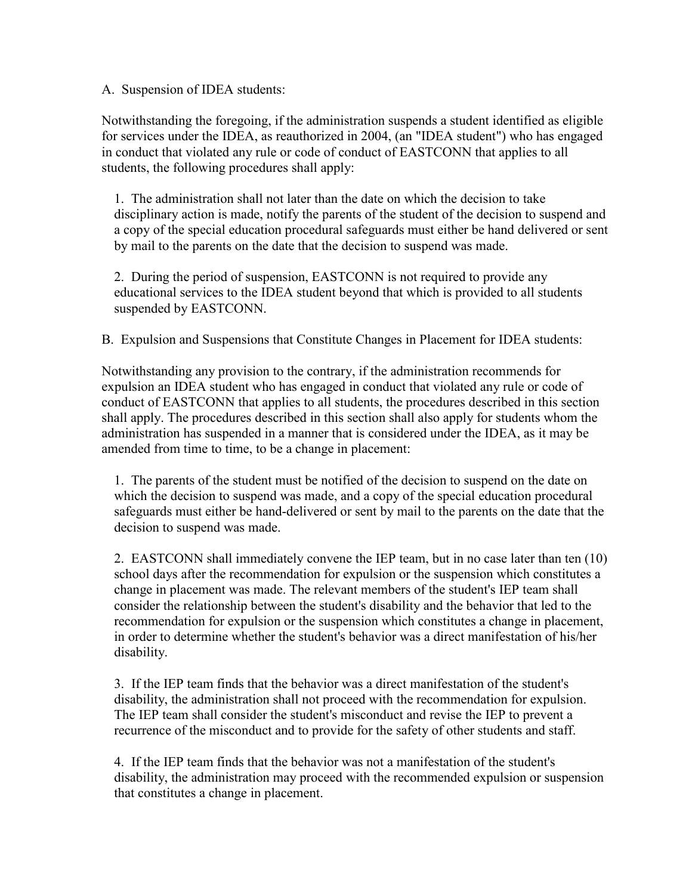A. Suspension of IDEA students:

Notwithstanding the foregoing, if the administration suspends a student identified as eligible for services under the IDEA, as reauthorized in 2004, (an "IDEA student") who has engaged in conduct that violated any rule or code of conduct of EASTCONN that applies to all students, the following procedures shall apply:

1. The administration shall not later than the date on which the decision to take disciplinary action is made, notify the parents of the student of the decision to suspend and a copy of the special education procedural safeguards must either be hand delivered or sent by mail to the parents on the date that the decision to suspend was made.

2. During the period of suspension, EASTCONN is not required to provide any educational services to the IDEA student beyond that which is provided to all students suspended by EASTCONN.

B. Expulsion and Suspensions that Constitute Changes in Placement for IDEA students:

Notwithstanding any provision to the contrary, if the administration recommends for expulsion an IDEA student who has engaged in conduct that violated any rule or code of conduct of EASTCONN that applies to all students, the procedures described in this section shall apply. The procedures described in this section shall also apply for students whom the administration has suspended in a manner that is considered under the IDEA, as it may be amended from time to time, to be a change in placement:

1. The parents of the student must be notified of the decision to suspend on the date on which the decision to suspend was made, and a copy of the special education procedural safeguards must either be hand-delivered or sent by mail to the parents on the date that the decision to suspend was made.

2. EASTCONN shall immediately convene the IEP team, but in no case later than ten (10) school days after the recommendation for expulsion or the suspension which constitutes a change in placement was made. The relevant members of the student's IEP team shall consider the relationship between the student's disability and the behavior that led to the recommendation for expulsion or the suspension which constitutes a change in placement, in order to determine whether the student's behavior was a direct manifestation of his/her disability.

3. If the IEP team finds that the behavior was a direct manifestation of the student's disability, the administration shall not proceed with the recommendation for expulsion. The IEP team shall consider the student's misconduct and revise the IEP to prevent a recurrence of the misconduct and to provide for the safety of other students and staff.

4. If the IEP team finds that the behavior was not a manifestation of the student's disability, the administration may proceed with the recommended expulsion or suspension that constitutes a change in placement.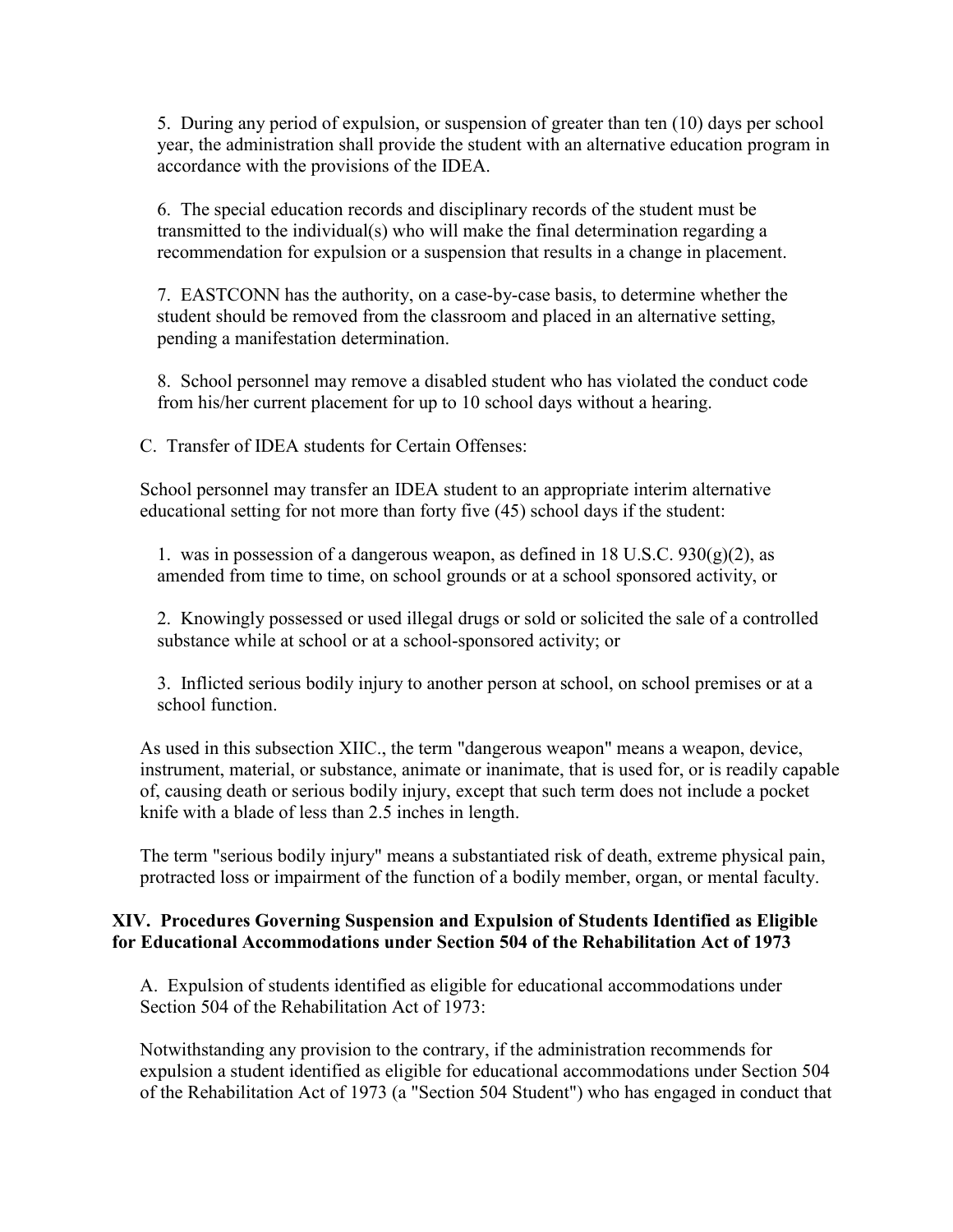5. During any period of expulsion, or suspension of greater than ten (10) days per school year, the administration shall provide the student with an alternative education program in accordance with the provisions of the IDEA.

6. The special education records and disciplinary records of the student must be transmitted to the individual(s) who will make the final determination regarding a recommendation for expulsion or a suspension that results in a change in placement.

7. EASTCONN has the authority, on a case-by-case basis, to determine whether the student should be removed from the classroom and placed in an alternative setting, pending a manifestation determination.

8. School personnel may remove a disabled student who has violated the conduct code from his/her current placement for up to 10 school days without a hearing.

C. Transfer of IDEA students for Certain Offenses:

School personnel may transfer an IDEA student to an appropriate interim alternative educational setting for not more than forty five (45) school days if the student:

1. was in possession of a dangerous weapon, as defined in 18 U.S.C. 930(g)(2), as amended from time to time, on school grounds or at a school sponsored activity, or

2. Knowingly possessed or used illegal drugs or sold or solicited the sale of a controlled substance while at school or at a school-sponsored activity; or

3. Inflicted serious bodily injury to another person at school, on school premises or at a school function.

As used in this subsection XIIC., the term "dangerous weapon" means a weapon, device, instrument, material, or substance, animate or inanimate, that is used for, or is readily capable of, causing death or serious bodily injury, except that such term does not include a pocket knife with a blade of less than 2.5 inches in length.

The term "serious bodily injury" means a substantiated risk of death, extreme physical pain, protracted loss or impairment of the function of a bodily member, organ, or mental faculty.

## XIV. Procedures Governing Suspension and Expulsion of Students Identified as Eligible for Educational Accommodations under Section 504 of the Rehabilitation Act of 1973

A. Expulsion of students identified as eligible for educational accommodations under Section 504 of the Rehabilitation Act of 1973:

Notwithstanding any provision to the contrary, if the administration recommends for expulsion a student identified as eligible for educational accommodations under Section 504 of the Rehabilitation Act of 1973 (a "Section 504 Student") who has engaged in conduct that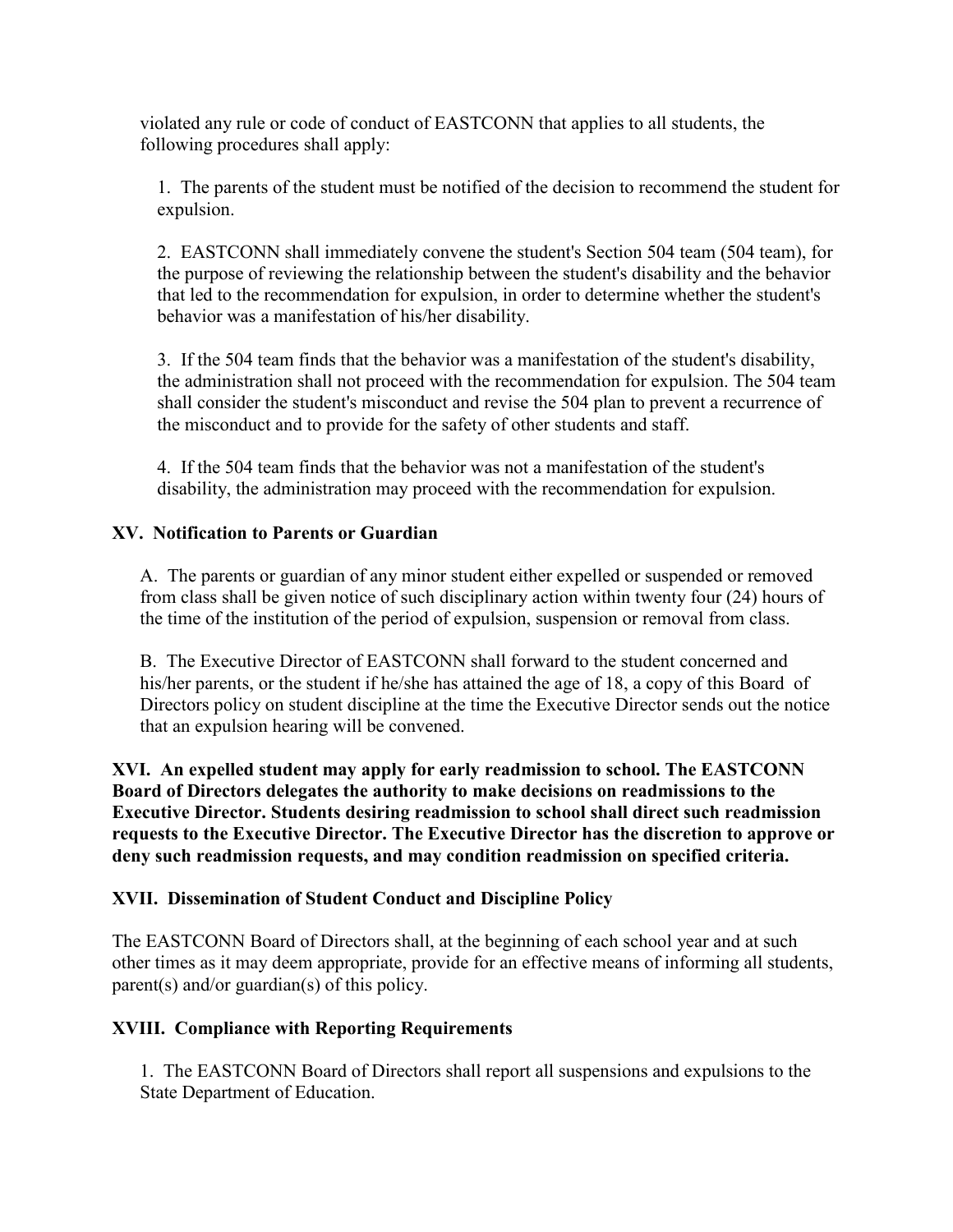violated any rule or code of conduct of EASTCONN that applies to all students, the following procedures shall apply:

1. The parents of the student must be notified of the decision to recommend the student for expulsion.

2. EASTCONN shall immediately convene the student's Section 504 team (504 team), for the purpose of reviewing the relationship between the student's disability and the behavior that led to the recommendation for expulsion, in order to determine whether the student's behavior was a manifestation of his/her disability.

3. If the 504 team finds that the behavior was a manifestation of the student's disability, the administration shall not proceed with the recommendation for expulsion. The 504 team shall consider the student's misconduct and revise the 504 plan to prevent a recurrence of the misconduct and to provide for the safety of other students and staff.

4. If the 504 team finds that the behavior was not a manifestation of the student's disability, the administration may proceed with the recommendation for expulsion.

**XV. Notification to Parents or Guardian**

A. The parents or guardian of any minor student either expelled or suspended or removed from class shall be given notice of such disciplinary action within twenty four (24) hours of the time of the institution of the period of expulsion, suspension or removal from class.

B. The Executive Director of EASTCONN shall forward to the student concerned and his/her parents, or the student if he/she has attained the age of 18, a copy of this Board of Directors policy on student discipline at the time the Executive Director sends out the notice that an expulsion hearing will be convened.

**XVI. An expelled student may apply for early readmission to school. The EASTCONN Board of Directors delegates the authority to make decisions on readmissions to the Executive Director. Students desiring readmission to school shall direct such readmission requests to the Executive Director. The Executive Director has the discretion to approve or deny such readmission requests, and may condition readmission on specified criteria.**

**XVII. Dissemination of Student Conduct and Discipline Policy**

The EASTCONN Board of Directors shall, at the beginning of each school year and at such other times as it may deem appropriate, provide for an effective means of informing all students, parent(s) and/or guardian(s) of this policy.

**XVIII. Compliance with Reporting Requirements**

1. The EASTCONN Board of Directors shall report all suspensions and expulsions to the State Department of Education.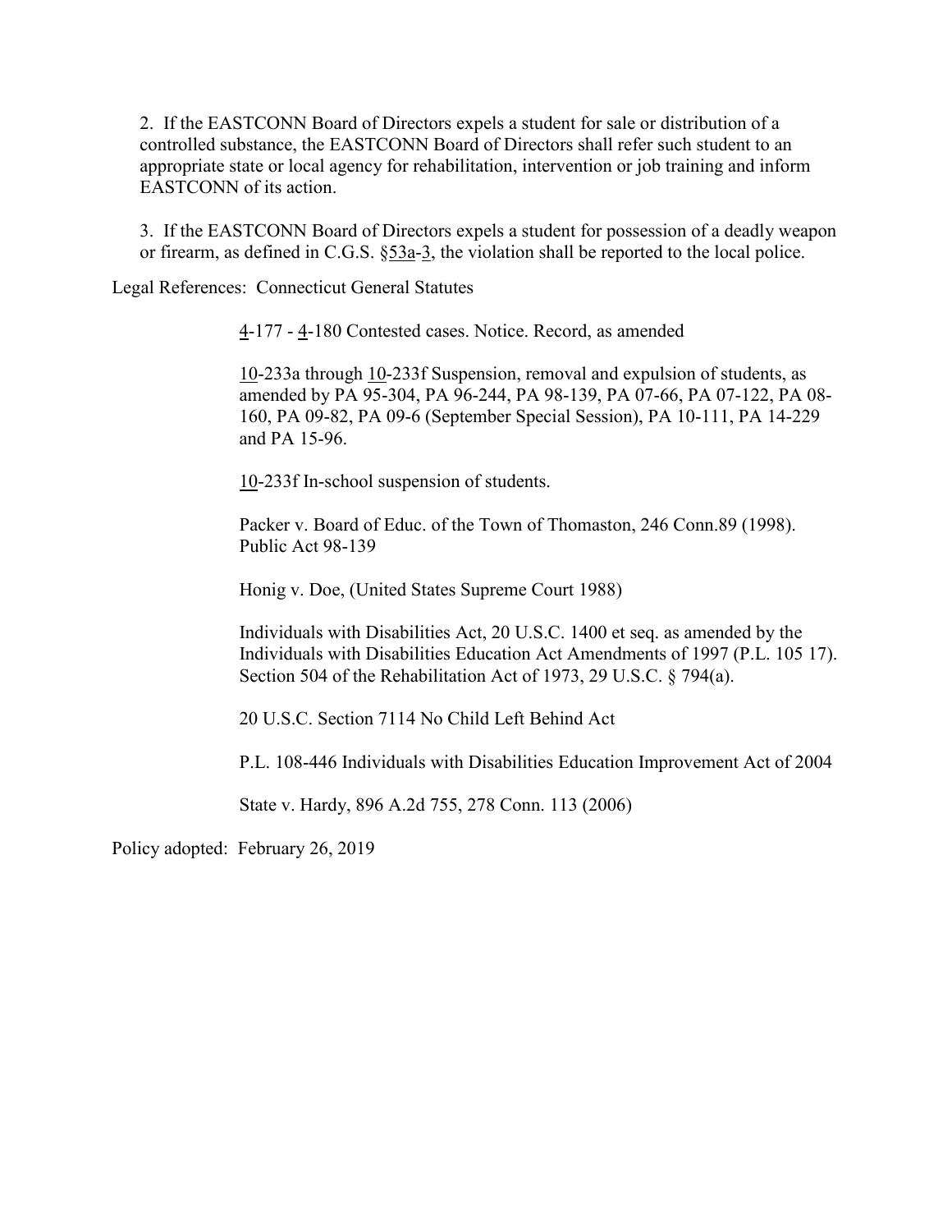2. If the EASTCONN Board of Directors expels a student for sale or distribution of a controlled substance, the EASTCONN Board of Directors shall refer such student to an appropriate state or local agency for rehabilitation, intervention or job training and inform EASTCONN of its action.

3. If the EASTCONN Board of Directors expels a student for possession of a deadly weapon or firearm, as defined in C.G.S. §53a-3, the violation shall be reported to the local police.

Legal References: Connecticut General Statutes

4-177 - 4-180 Contested cases. Notice. Record, as amended

10-233a through 10-233f Suspension, removal and expulsion of students, as amended by PA 95-304, PA 96-244, PA 98-139, PA 07-66, PA 07-122, PA 08-160, PA 09-82, PA 09-6 (September Special Session), PA 10-111, PA 14-229 and PA 15-96.

10-233f In-school suspension of students.

Packer v. Board of Educ. of the Town of Thomaston, 246 Conn.89 (1998).
Public Act 98-139

Honig v. Doe, (United States Supreme Court 1988)

Individuals with Disabilities Act, 20 U.S.C. 1400 et seq. as amended by the Individuals with Disabilities Education Act Amendments of 1997 (P.L. 105 17).
Section 504 of the Rehabilitation Act of 1973, 29 U.S.C. § 794(a).

20 U.S.C. Section 7114 No Child Left Behind Act

P.L. 108-446 Individuals with Disabilities Education Improvement Act of 2004

State v. Hardy, 896 A.2d 755, 278 Conn. 113 (2006)

Policy adopted: February 26, 2019